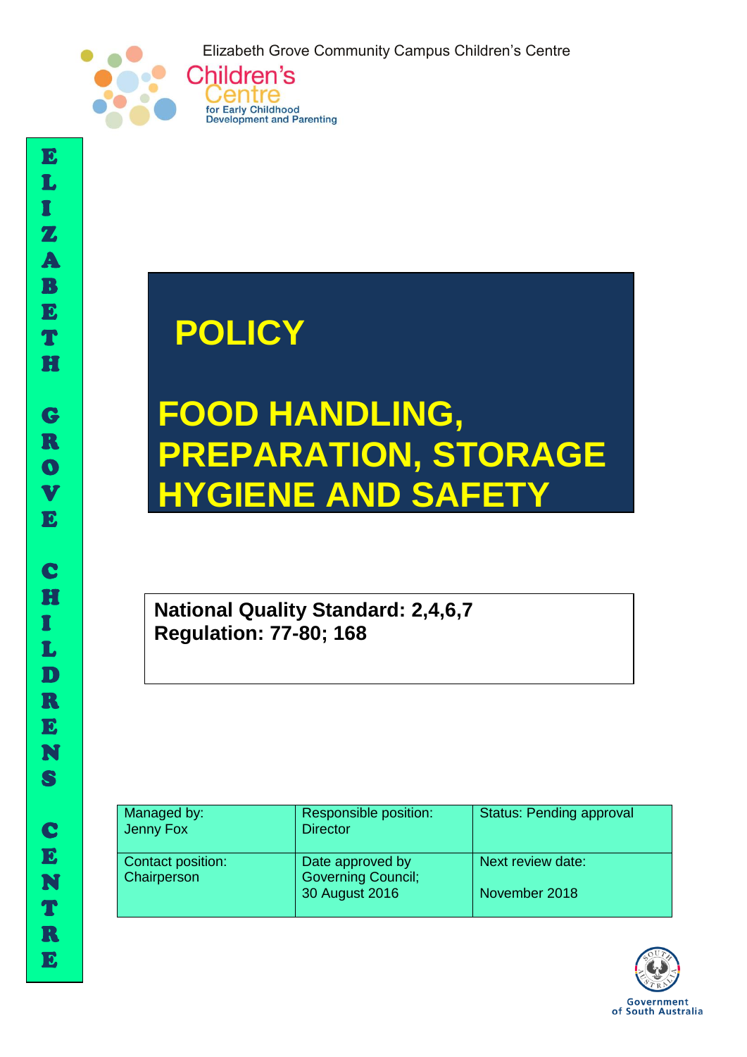Elizabeth Grove Community Campus Children's Centre

Children's Centre for Early Childhood Development and Parenting

ELIZABETH GROVE CHILDRENS CENTRE

# POLICY

# FOOD HANDLING, PREPARATION, STORAGE HYGIENE AND SAFETY

**National Quality Standard: 2,4,6,7**
**Regulation: 77-80; 168**

| Managed by: Jenny Fox | Responsible position: Director | Status: Pending approval |
|---|---|---|
| Contact position: Chairperson | Date approved by Governing Council; 30 August 2016 | Next review date: November 2018 |

Government of South Australia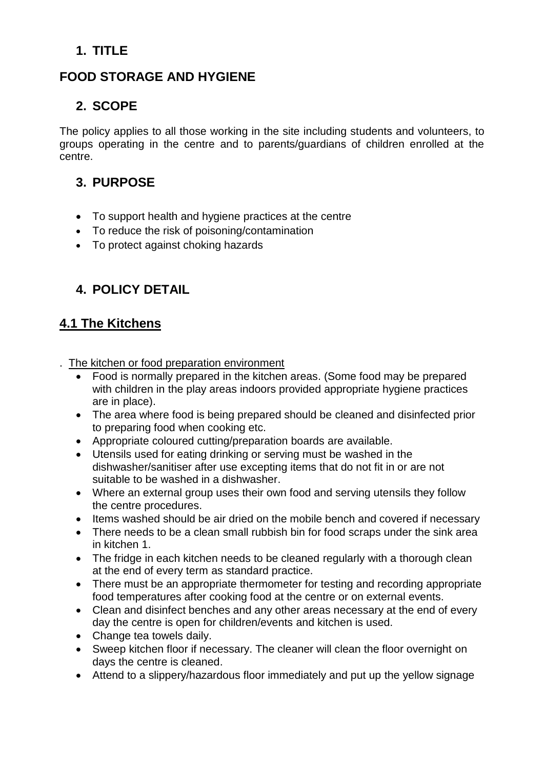## 1. TITLE

## FOOD STORAGE AND HYGIENE

## 2. SCOPE

The policy applies to all those working in the site including students and volunteers, to groups operating in the centre and to parents/guardians of children enrolled at the centre.

## 3. PURPOSE

- To support health and hygiene practices at the centre
- To reduce the risk of poisoning/contamination
- To protect against choking hazards

## 4. POLICY DETAIL

### 4.1 The Kitchens

. The kitchen or food preparation environment

- Food is normally prepared in the kitchen areas. (Some food may be prepared with children in the play areas indoors provided appropriate hygiene practices are in place).
- The area where food is being prepared should be cleaned and disinfected prior to preparing food when cooking etc.
- Appropriate coloured cutting/preparation boards are available.
- Utensils used for eating drinking or serving must be washed in the dishwasher/sanitiser after use excepting items that do not fit in or are not suitable to be washed in a dishwasher.
- Where an external group uses their own food and serving utensils they follow the centre procedures.
- Items washed should be air dried on the mobile bench and covered if necessary
- There needs to be a clean small rubbish bin for food scraps under the sink area in kitchen 1.
- The fridge in each kitchen needs to be cleaned regularly with a thorough clean at the end of every term as standard practice.
- There must be an appropriate thermometer for testing and recording appropriate food temperatures after cooking food at the centre or on external events.
- Clean and disinfect benches and any other areas necessary at the end of every day the centre is open for children/events and kitchen is used.
- Change tea towels daily.
- Sweep kitchen floor if necessary. The cleaner will clean the floor overnight on days the centre is cleaned.
- Attend to a slippery/hazardous floor immediately and put up the yellow signage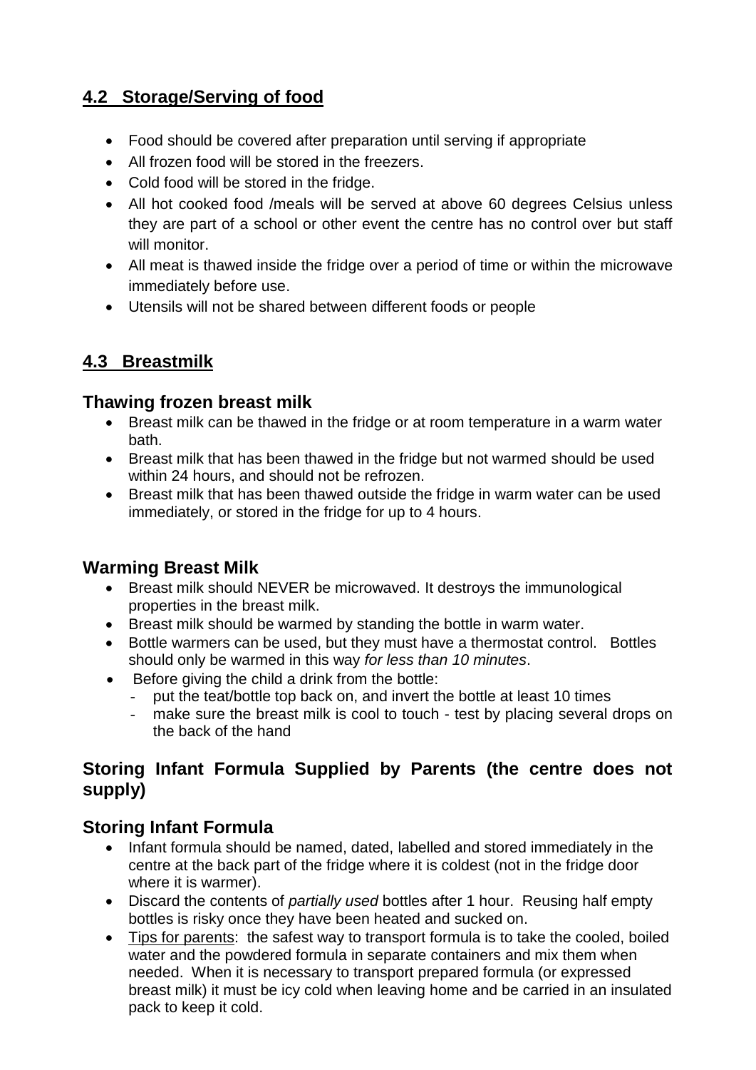## 4.2 Storage/Serving of food

- Food should be covered after preparation until serving if appropriate
- All frozen food will be stored in the freezers.
- Cold food will be stored in the fridge.
- All hot cooked food /meals will be served at above 60 degrees Celsius unless they are part of a school or other event the centre has no control over but staff will monitor.
- All meat is thawed inside the fridge over a period of time or within the microwave immediately before use.
- Utensils will not be shared between different foods or people

## 4.3 Breastmilk

### Thawing frozen breast milk

- Breast milk can be thawed in the fridge or at room temperature in a warm water bath.
- Breast milk that has been thawed in the fridge but not warmed should be used within 24 hours, and should not be refrozen.
- Breast milk that has been thawed outside the fridge in warm water can be used immediately, or stored in the fridge for up to 4 hours.

### Warming Breast Milk

- Breast milk should NEVER be microwaved. It destroys the immunological properties in the breast milk.
- Breast milk should be warmed by standing the bottle in warm water.
- Bottle warmers can be used, but they must have a thermostat control. Bottles should only be warmed in this way *for less than 10 minutes*.
- Before giving the child a drink from the bottle:
  - put the teat/bottle top back on, and invert the bottle at least 10 times
  - make sure the breast milk is cool to touch - test by placing several drops on the back of the hand

### Storing Infant Formula Supplied by Parents (the centre does not supply)

### Storing Infant Formula

- Infant formula should be named, dated, labelled and stored immediately in the centre at the back part of the fridge where it is coldest (not in the fridge door where it is warmer).
- Discard the contents of *partially used* bottles after 1 hour. Reusing half empty bottles is risky once they have been heated and sucked on.
- Tips for parents: the safest way to transport formula is to take the cooled, boiled water and the powdered formula in separate containers and mix them when needed. When it is necessary to transport prepared formula (or expressed breast milk) it must be icy cold when leaving home and be carried in an insulated pack to keep it cold.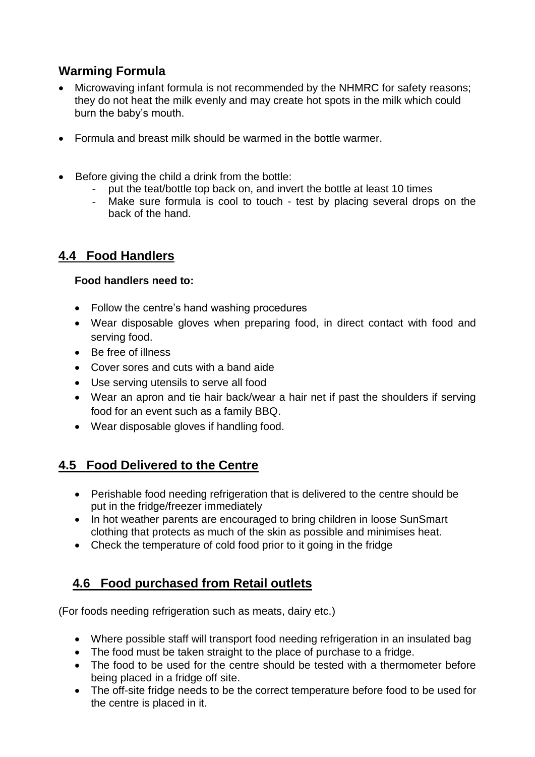## Warming Formula

- Microwaving infant formula is not recommended by the NHMRC for safety reasons; they do not heat the milk evenly and may create hot spots in the milk which could burn the baby's mouth.
- Formula and breast milk should be warmed in the bottle warmer.
- Before giving the child a drink from the bottle:
  - put the teat/bottle top back on, and invert the bottle at least 10 times
  - Make sure formula is cool to touch - test by placing several drops on the back of the hand.

## 4.4 Food Handlers

**Food handlers need to:**

- Follow the centre's hand washing procedures
- Wear disposable gloves when preparing food, in direct contact with food and serving food.
- Be free of illness
- Cover sores and cuts with a band aide
- Use serving utensils to serve all food
- Wear an apron and tie hair back/wear a hair net if past the shoulders if serving food for an event such as a family BBQ.
- Wear disposable gloves if handling food.

## 4.5 Food Delivered to the Centre

- Perishable food needing refrigeration that is delivered to the centre should be put in the fridge/freezer immediately
- In hot weather parents are encouraged to bring children in loose SunSmart clothing that protects as much of the skin as possible and minimises heat.
- Check the temperature of cold food prior to it going in the fridge

## 4.6 Food purchased from Retail outlets

(For foods needing refrigeration such as meats, dairy etc.)

- Where possible staff will transport food needing refrigeration in an insulated bag
- The food must be taken straight to the place of purchase to a fridge.
- The food to be used for the centre should be tested with a thermometer before being placed in a fridge off site.
- The off-site fridge needs to be the correct temperature before food to be used for the centre is placed in it.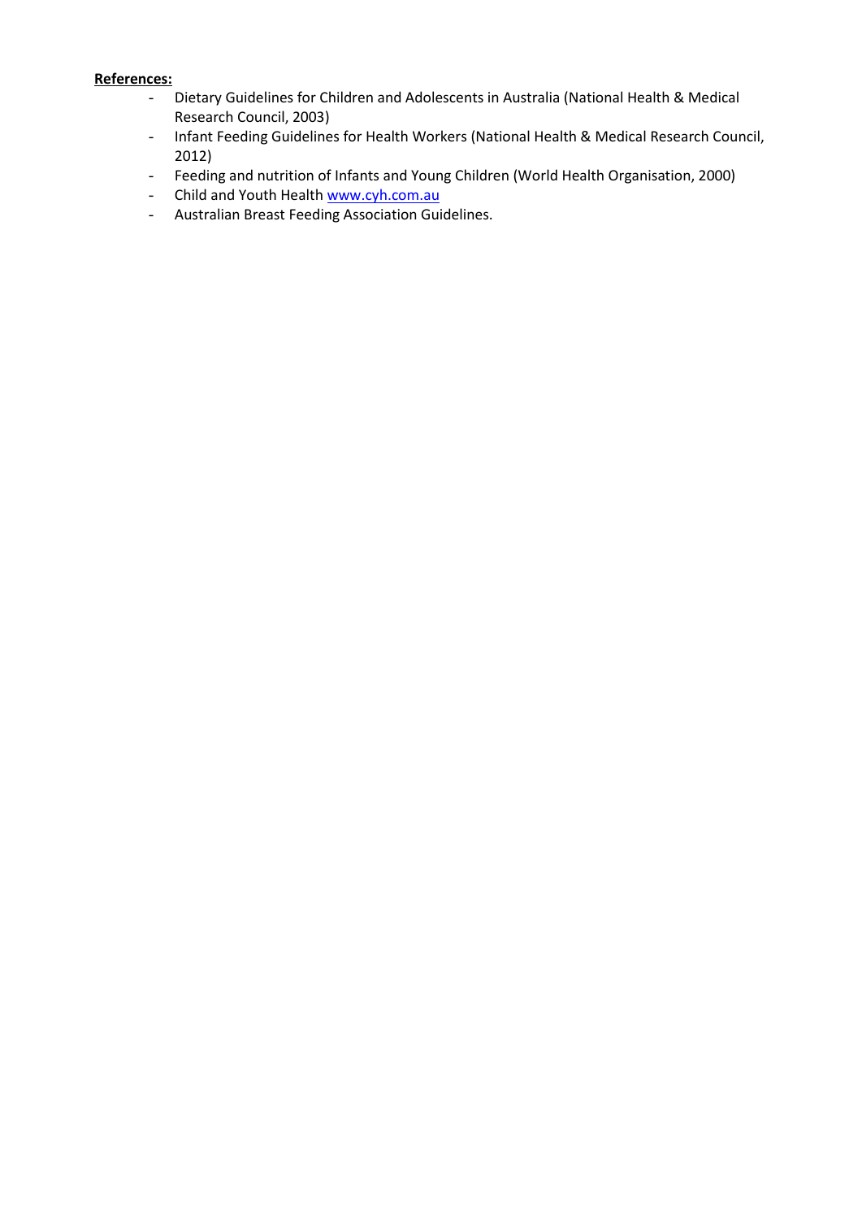**References:**

- Dietary Guidelines for Children and Adolescents in Australia (National Health & Medical Research Council, 2003)
- Infant Feeding Guidelines for Health Workers (National Health & Medical Research Council, 2012)
- Feeding and nutrition of Infants and Young Children (World Health Organisation, 2000)
- Child and Youth Health www.cyh.com.au
- Australian Breast Feeding Association Guidelines.